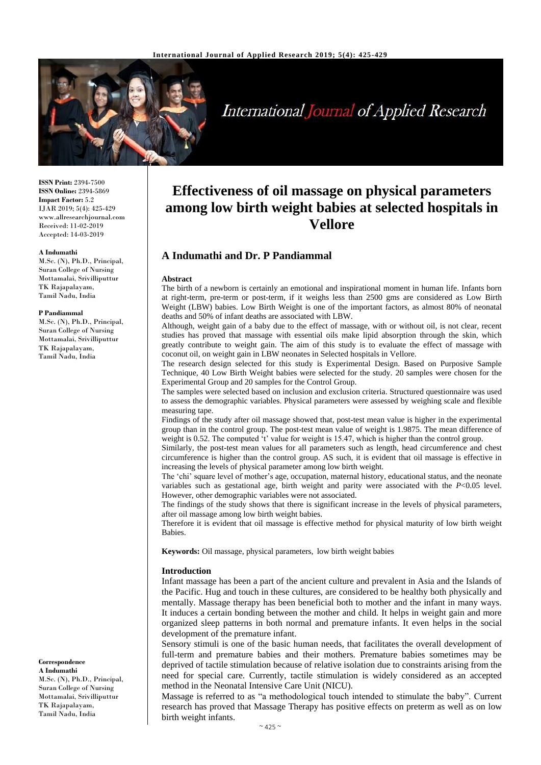# Effectiveness of oil massage on physical parameters among low birth weight babies at selected hospitals in Vellore

## A Indumathi and Dr. P Pandiammal

**ISSN Print:** 2394-7500
**ISSN Online:** 2394-5869
**Impact Factor:** 5.2
IJAR 2019; 5(4): 425-429
www.allresearchjournal.com
Received: 11-02-2019
Accepted: 14-03-2019

**A Indumathi**
M.Sc. (N), Ph.D., Principal, Suran College of Nursing Mottamalai, Srivilliputtur TK Rajapalayam, Tamil Nadu, India

**P Pandiammal**
M.Sc. (N), Ph.D., Principal, Suran College of Nursing Mottamalai, Srivilliputtur TK Rajapalayam, Tamil Nadu, India

**Correspondence**
**A Indumathi**
M.Sc. (N), Ph.D., Principal, Suran College of Nursing Mottamalai, Srivilliputtur TK Rajapalayam, Tamil Nadu, India

### Abstract

The birth of a newborn is certainly an emotional and inspirational moment in human life. Infants born at right-term, pre-term or post-term, if it weighs less than 2500 gms are considered as Low Birth Weight (LBW) babies. Low Birth Weight is one of the important factors, as almost 80% of neonatal deaths and 50% of infant deaths are associated with LBW.

Although, weight gain of a baby due to the effect of massage, with or without oil, is not clear, recent studies has proved that massage with essential oils make lipid absorption through the skin, which greatly contribute to weight gain. The aim of this study is to evaluate the effect of massage with coconut oil, on weight gain in LBW neonates in Selected hospitals in Vellore.

The research design selected for this study is Experimental Design. Based on Purposive Sample Technique, 40 Low Birth Weight babies were selected for the study. 20 samples were chosen for the Experimental Group and 20 samples for the Control Group.

The samples were selected based on inclusion and exclusion criteria. Structured questionnaire was used to assess the demographic variables. Physical parameters were assessed by weighing scale and flexible measuring tape.

Findings of the study after oil massage showed that, post-test mean value is higher in the experimental group than in the control group. The post-test mean value of weight is 1.9875. The mean difference of weight is 0.52. The computed 't' value for weight is 15.47, which is higher than the control group.

Similarly, the post-test mean values for all parameters such as length, head circumference and chest circumference is higher than the control group. AS such, it is evident that oil massage is effective in increasing the levels of physical parameter among low birth weight.

The 'chi' square level of mother's age, occupation, maternal history, educational status, and the neonate variables such as gestational age, birth weight and parity were associated with the *P*<0.05 level. However, other demographic variables were not associated.

The findings of the study shows that there is significant increase in the levels of physical parameters, after oil massage among low birth weight babies.

Therefore it is evident that oil massage is effective method for physical maturity of low birth weight Babies.

**Keywords:** Oil massage, physical parameters, low birth weight babies

### Introduction

Infant massage has been a part of the ancient culture and prevalent in Asia and the Islands of the Pacific. Hug and touch in these cultures, are considered to be healthy both physically and mentally. Massage therapy has been beneficial both to mother and the infant in many ways. It induces a certain bonding between the mother and child. It helps in weight gain and more organized sleep patterns in both normal and premature infants. It even helps in the social development of the premature infant.

Sensory stimuli is one of the basic human needs, that facilitates the overall development of full-term and premature babies and their mothers. Premature babies sometimes may be deprived of tactile stimulation because of relative isolation due to constraints arising from the need for special care. Currently, tactile stimulation is widely considered as an accepted method in the Neonatal Intensive Care Unit (NICU).

Massage is referred to as "a methodological touch intended to stimulate the baby". Current research has proved that Massage Therapy has positive effects on preterm as well as on low birth weight infants.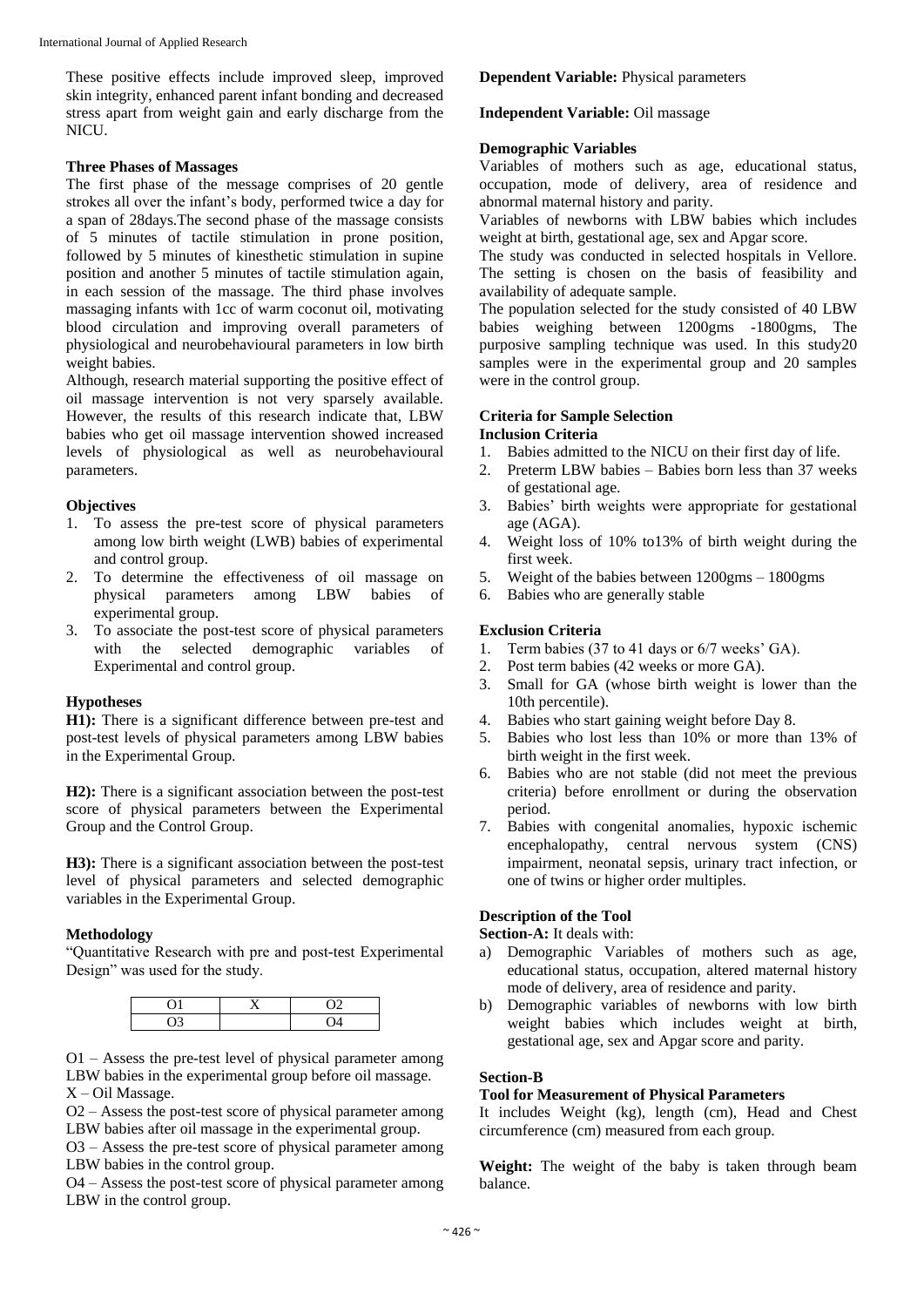These positive effects include improved sleep, improved skin integrity, enhanced parent infant bonding and decreased stress apart from weight gain and early discharge from the NICU.

**Three Phases of Massages**

The first phase of the message comprises of 20 gentle strokes all over the infant's body, performed twice a day for a span of 28days.The second phase of the massage consists of 5 minutes of tactile stimulation in prone position, followed by 5 minutes of kinesthetic stimulation in supine position and another 5 minutes of tactile stimulation again, in each session of the massage. The third phase involves massaging infants with 1cc of warm coconut oil, motivating blood circulation and improving overall parameters of physiological and neurobehavioural parameters in low birth weight babies.

Although, research material supporting the positive effect of oil massage intervention is not very sparsely available. However, the results of this research indicate that, LBW babies who get oil massage intervention showed increased levels of physiological as well as neurobehavioural parameters.

**Objectives**

1. To assess the pre-test score of physical parameters among low birth weight (LWB) babies of experimental and control group.
2. To determine the effectiveness of oil massage on physical parameters among LBW babies of experimental group.
3. To associate the post-test score of physical parameters with the selected demographic variables of Experimental and control group.

**Hypotheses**

**H1):** There is a significant difference between pre-test and post-test levels of physical parameters among LBW babies in the Experimental Group.

**H2):** There is a significant association between the post-test score of physical parameters between the Experimental Group and the Control Group.

**H3):** There is a significant association between the post-test level of physical parameters and selected demographic variables in the Experimental Group.

**Methodology**

"Quantitative Research with pre and post-test Experimental Design" was used for the study.

| O1 | X | O2 |
|---|---|---|
| O3 | | O4 |

O1 – Assess the pre-test level of physical parameter among LBW babies in the experimental group before oil massage.
X – Oil Massage.
O2 – Assess the post-test score of physical parameter among LBW babies after oil massage in the experimental group.
O3 – Assess the pre-test score of physical parameter among LBW babies in the control group.
O4 – Assess the post-test score of physical parameter among LBW in the control group.

**Dependent Variable:** Physical parameters

**Independent Variable:** Oil massage

**Demographic Variables**

Variables of mothers such as age, educational status, occupation, mode of delivery, area of residence and abnormal maternal history and parity.

Variables of newborns with LBW babies which includes weight at birth, gestational age, sex and Apgar score.

The study was conducted in selected hospitals in Vellore. The setting is chosen on the basis of feasibility and availability of adequate sample.

The population selected for the study consisted of 40 LBW babies weighing between 1200gms -1800gms, The purposive sampling technique was used. In this study20 samples were in the experimental group and 20 samples were in the control group.

**Criteria for Sample Selection**

**Inclusion Criteria**

1. Babies admitted to the NICU on their first day of life.
2. Preterm LBW babies – Babies born less than 37 weeks of gestational age.
3. Babies' birth weights were appropriate for gestational age (AGA).
4. Weight loss of 10% to13% of birth weight during the first week.
5. Weight of the babies between 1200gms – 1800gms
6. Babies who are generally stable

**Exclusion Criteria**

1. Term babies (37 to 41 days or 6/7 weeks' GA).
2. Post term babies (42 weeks or more GA).
3. Small for GA (whose birth weight is lower than the 10th percentile).
4. Babies who start gaining weight before Day 8.
5. Babies who lost less than 10% or more than 13% of birth weight in the first week.
6. Babies who are not stable (did not meet the previous criteria) before enrollment or during the observation period.
7. Babies with congenital anomalies, hypoxic ischemic encephalopathy, central nervous system (CNS) impairment, neonatal sepsis, urinary tract infection, or one of twins or higher order multiples.

**Description of the Tool**

**Section-A:** It deals with:

a) Demographic Variables of mothers such as age, educational status, occupation, altered maternal history mode of delivery, area of residence and parity.
b) Demographic variables of newborns with low birth weight babies which includes weight at birth, gestational age, sex and Apgar score and parity.

**Section-B**

**Tool for Measurement of Physical Parameters**

It includes Weight (kg), length (cm), Head and Chest circumference (cm) measured from each group.

**Weight:** The weight of the baby is taken through beam balance.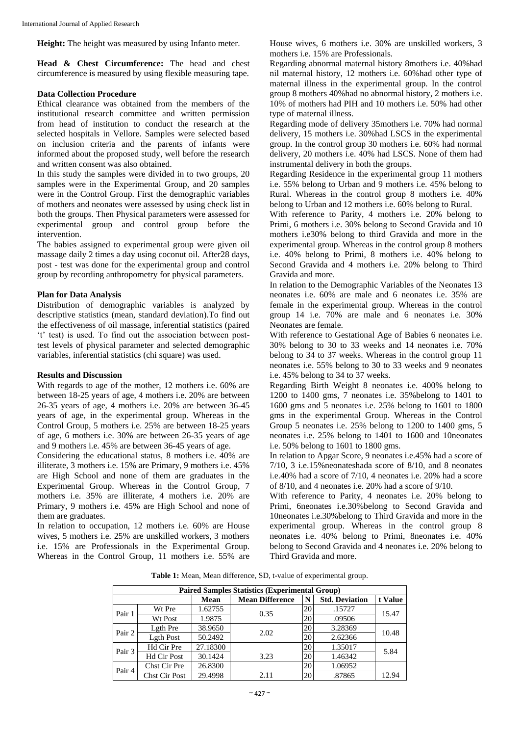**Height:** The height was measured by using Infanto meter.

**Head & Chest Circumference:** The head and chest circumference is measured by using flexible measuring tape.

### Data Collection Procedure

Ethical clearance was obtained from the members of the institutional research committee and written permission from head of institution to conduct the research at the selected hospitals in Vellore. Samples were selected based on inclusion criteria and the parents of infants were informed about the proposed study, well before the research and written consent was also obtained.

In this study the samples were divided in to two groups, 20 samples were in the Experimental Group, and 20 samples were in the Control Group. First the demographic variables of mothers and neonates were assessed by using check list in both the groups. Then Physical parameters were assessed for experimental group and control group before the intervention.

The babies assigned to experimental group were given oil massage daily 2 times a day using coconut oil. After28 days, post - test was done for the experimental group and control group by recording anthropometry for physical parameters.

### Plan for Data Analysis

Distribution of demographic variables is analyzed by descriptive statistics (mean, standard deviation).To find out the effectiveness of oil massage, inferential statistics (paired 't' test) is used. To find out the association between post-test levels of physical parameter and selected demographic variables, inferential statistics (chi square) was used.

### Results and Discussion

With regards to age of the mother, 12 mothers i.e. 60% are between 18-25 years of age, 4 mothers i.e. 20% are between 26-35 years of age, 4 mothers i.e. 20% are between 36-45 years of age, in the experimental group. Whereas in the Control Group, 5 mothers i.e. 25% are between 18-25 years of age, 6 mothers i.e. 30% are between 26-35 years of age and 9 mothers i.e. 45% are between 36-45 years of age.

Considering the educational status, 8 mothers i.e. 40% are illiterate, 3 mothers i.e. 15% are Primary, 9 mothers i.e. 45% are High School and none of them are graduates in the Experimental Group. Whereas in the Control Group, 7 mothers i.e. 35% are illiterate, 4 mothers i.e. 20% are Primary, 9 mothers i.e. 45% are High School and none of them are graduates.

In relation to occupation, 12 mothers i.e. 60% are House wives, 5 mothers i.e. 25% are unskilled workers, 3 mothers i.e. 15% are Professionals in the Experimental Group. Whereas in the Control Group, 11 mothers i.e. 55% are House wives, 6 mothers i.e. 30% are unskilled workers, 3 mothers i.e. 15% are Professionals.

Regarding abnormal maternal history 8mothers i.e. 40%had nil maternal history, 12 mothers i.e. 60%had other type of maternal illness in the experimental group. In the control group 8 mothers 40%had no abnormal history, 2 mothers i.e. 10% of mothers had PIH and 10 mothers i.e. 50% had other type of maternal illness.

Regarding mode of delivery 35mothers i.e. 70% had normal delivery, 15 mothers i.e. 30%had LSCS in the experimental group. In the control group 30 mothers i.e. 60% had normal delivery, 20 mothers i.e. 40% had LSCS. None of them had instrumental delivery in both the groups.

Regarding Residence in the experimental group 11 mothers i.e. 55% belong to Urban and 9 mothers i.e. 45% belong to Rural. Whereas in the control group 8 mothers i.e. 40% belong to Urban and 12 mothers i.e. 60% belong to Rural.

With reference to Parity, 4 mothers i.e. 20% belong to Primi, 6 mothers i.e. 30% belong to Second Gravida and 10 mothers i.e30% belong to third Gravida and more in the experimental group. Whereas in the control group 8 mothers i.e. 40% belong to Primi, 8 mothers i.e. 40% belong to Second Gravida and 4 mothers i.e. 20% belong to Third Gravida and more.

In relation to the Demographic Variables of the Neonates 13 neonates i.e. 60% are male and 6 neonates i.e. 35% are female in the experimental group. Whereas in the control group 14 i.e. 70% are male and 6 neonates i.e. 30% Neonates are female.

With reference to Gestational Age of Babies 6 neonates i.e. 30% belong to 30 to 33 weeks and 14 neonates i.e. 70% belong to 34 to 37 weeks. Whereas in the control group 11 neonates i.e. 55% belong to 30 to 33 weeks and 9 neonates i.e. 45% belong to 34 to 37 weeks.

Regarding Birth Weight 8 neonates i.e. 400% belong to 1200 to 1400 gms, 7 neonates i.e. 35%belong to 1401 to 1600 gms and 5 neonates i.e. 25% belong to 1601 to 1800 gms in the experimental Group. Whereas in the Control Group 5 neonates i.e. 25% belong to 1200 to 1400 gms, 5 neonates i.e. 25% belong to 1401 to 1600 and 10neonates i.e. 50% belong to 1601 to 1800 gms.

In relation to Apgar Score, 9 neonates i.e.45% had a score of 7/10, 3 i.e.15%neonateshada score of 8/10, and 8 neonates i.e.40% had a score of 7/10, 4 neonates i.e. 20% had a score of 8/10, and 4 neonates i.e. 20% had a score of 9/10.

With reference to Parity, 4 neonates i.e. 20% belong to Primi, 6neonates i.e.30%belong to Second Gravida and 10neonates i.e.30%belong to Third Gravida and more in the experimental group. Whereas in the control group 8 neonates i.e. 40% belong to Primi, 8neonates i.e. 40% belong to Second Gravida and 4 neonates i.e. 20% belong to Third Gravida and more.

**Table 1:** Mean, Mean difference, SD, t-value of experimental group.

| Paired Samples Statistics (Experimental Group) | | | | | | |
|---|---|---|---|---|---|---|
| | | Mean | Mean Difference | N | Std. Deviation | t Value |
| Pair 1 | Wt Pre | 1.62755 | 0.35 | 20 | .15727 | 15.47 |
| | Wt Post | 1.9875 | | 20 | .09506 | |
| Pair 2 | Lgth Pre | 38.9650 | 2.02 | 20 | 3.28369 | 10.48 |
| | Lgth Post | 50.2492 | | 20 | 2.62366 | |
| Pair 3 | Hd Cir Pre | 27.18300 | | 20 | 1.35017 | 5.84 |
| | Hd Cir Post | 30.1424 | 3.23 | 20 | 1.46342 | |
| Pair 4 | Chst Cir Pre | 26.8300 | | 20 | 1.06952 | |
| | Chst Cir Post | 29.4998 | 2.11 | 20 | .87865 | 12.94 |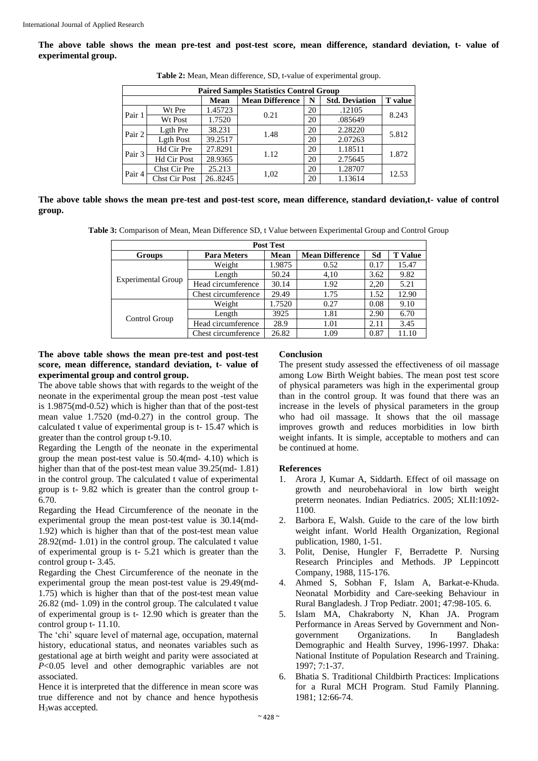**The above table shows the mean pre-test and post-test score, mean difference, standard deviation, t- value of experimental group.**

**Table 2:** Mean, Mean difference, SD, t-value of experimental group.

| Paired Samples Statistics Control Group | | | | | | |
|---|---|---|---|---|---|---|
| | | Mean | Mean Difference | N | Std. Deviation | T value |
| Pair 1 | Wt Pre | 1.45723 | 0.21 | 20 | .12105 | 8.243 |
| | Wt Post | 1.7520 | | 20 | .085649 | |
| Pair 2 | Lgth Pre | 38.231 | 1.48 | 20 | 2.28220 | 5.812 |
| | Lgth Post | 39.2517 | | 20 | 2.07263 | |
| Pair 3 | Hd Cir Pre | 27.8291 | 1.12 | 20 | 1.18511 | 1.872 |
| | Hd Cir Post | 28.9365 | | 20 | 2.75645 | |
| Pair 4 | Chst Cir Pre | 25.213 | 1,02 | 20 | 1.28707 | 12.53 |
| | Chst Cir Post | 26..8245 | | 20 | 1.13614 | |

**The above table shows the mean pre-test and post-test score, mean difference, standard deviation,t- value of control group.**

**Table 3:** Comparison of Mean, Mean Difference SD, t Value between Experimental Group and Control Group

| Post Test | | | | | |
|---|---|---|---|---|---|
| Groups | Para Meters | Mean | Mean Difference | Sd | T Value |
| Experimental Group | Weight | 1.9875 | 0.52 | 0.17 | 15.47 |
| | Length | 50.24 | 4,10 | 3.62 | 9.82 |
| | Head circumference | 30.14 | 1.92 | 2,20 | 5.21 |
| | Chest circumference | 29.49 | 1.75 | 1.52 | 12.90 |
| Control Group | Weight | 1.7520 | 0.27 | 0.08 | 9.10 |
| | Length | 3925 | 1.81 | 2.90 | 6.70 |
| | Head circumference | 28.9 | 1.01 | 2.11 | 3.45 |
| | Chest circumference | 26.82 | 1.09 | 0.87 | 11.10 |

**The above table shows the mean pre-test and post-test score, mean difference, standard deviation, t- value of experimental group and control group.**

The above table shows that with regards to the weight of the neonate in the experimental group the mean post -test value is 1.9875(md-0.52) which is higher than that of the post-test mean value 1.7520 (md-0.27) in the control group. The calculated t value of experimental group is t- 15.47 which is greater than the control group t-9.10.

Regarding the Length of the neonate in the experimental group the mean post-test value is 50.4(md- 4.10) which is higher than that of the post-test mean value 39.25(md- 1.81) in the control group. The calculated t value of experimental group is t- 9.82 which is greater than the control group t-6.70.

Regarding the Head Circumference of the neonate in the experimental group the mean post-test value is 30.14(md-1.92) which is higher than that of the post-test mean value 28.92(md- 1.01) in the control group. The calculated t value of experimental group is t- 5.21 which is greater than the control group t- 3.45.

Regarding the Chest Circumference of the neonate in the experimental group the mean post-test value is 29.49(md-1.75) which is higher than that of the post-test mean value 26.82 (md- 1.09) in the control group. The calculated t value of experimental group is t- 12.90 which is greater than the control group t- 11.10.

The 'chi' square level of maternal age, occupation, maternal history, educational status, and neonates variables such as gestational age at birth weight and parity were associated at $P<0.05$ level and other demographic variables are not associated.

Hence it is interpreted that the difference in mean score was true difference and not by chance and hence hypothesis $H_3$was accepted.

## Conclusion

The present study assessed the effectiveness of oil massage among Low Birth Weight babies. The mean post test score of physical parameters was high in the experimental group than in the control group. It was found that there was an increase in the levels of physical parameters in the group who had oil massage. It shows that the oil massage improves growth and reduces morbidities in low birth weight infants. It is simple, acceptable to mothers and can be continued at home.

## References

1. Arora J, Kumar A, Siddarth. Effect of oil massage on growth and neurobehavioral in low birth weight preterrn neonates. Indian Pediatrics. 2005; XLII:1092-1100.
2. Barbora E, Walsh. Guide to the care of the low birth weight infant. World Health Organization, Regional publication, 1980, 1-51.
3. Polit, Denise, Hungler F, Berradette P. Nursing Research Principles and Methods. JP Leppincott Company, 1988, 115-176.
4. Ahmed S, Sobhan F, Islam A, Barkat-e-Khuda. Neonatal Morbidity and Care-seeking Behaviour in Rural Bangladesh. J Trop Pediatr. 2001; 47:98-105. 6.
5. Islam MA, Chakraborty N, Khan JA. Program Performance in Areas Served by Government and Non-government Organizations. In Bangladesh Demographic and Health Survey, 1996-1997. Dhaka: National Institute of Population Research and Training. 1997; 7:1-37.
6. Bhatia S. Traditional Childbirth Practices: Implications for a Rural MCH Program. Stud Family Planning. 1981; 12:66-74.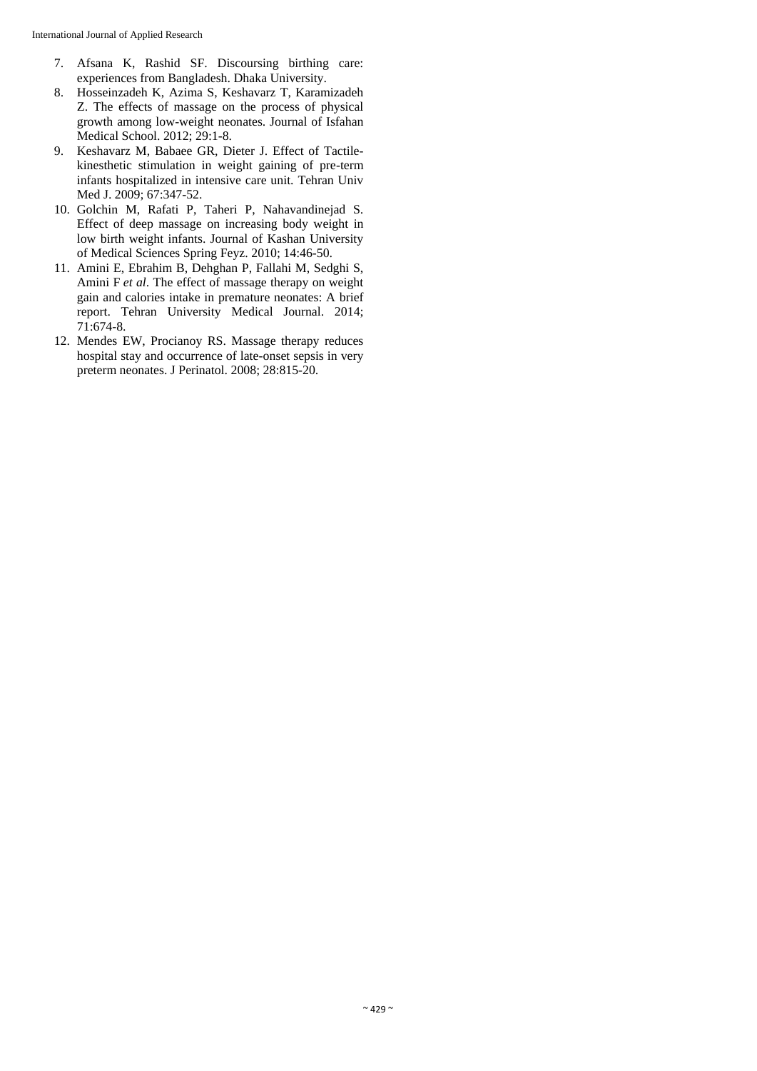7. Afsana K, Rashid SF. Discoursing birthing care: experiences from Bangladesh. Dhaka University.
8. Hosseinzadeh K, Azima S, Keshavarz T, Karamizadeh Z. The effects of massage on the process of physical growth among low-weight neonates. Journal of Isfahan Medical School. 2012; 29:1-8.
9. Keshavarz M, Babaee GR, Dieter J. Effect of Tactile-kinesthetic stimulation in weight gaining of pre-term infants hospitalized in intensive care unit. Tehran Univ Med J. 2009; 67:347-52.
10. Golchin M, Rafati P, Taheri P, Nahavandinejad S. Effect of deep massage on increasing body weight in low birth weight infants. Journal of Kashan University of Medical Sciences Spring Feyz. 2010; 14:46-50.
11. Amini E, Ebrahim B, Dehghan P, Fallahi M, Sedghi S, Amini F *et al*. The effect of massage therapy on weight gain and calories intake in premature neonates: A brief report. Tehran University Medical Journal. 2014; 71:674-8.
12. Mendes EW, Procianoy RS. Massage therapy reduces hospital stay and occurrence of late-onset sepsis in very preterm neonates. J Perinatol. 2008; 28:815-20.